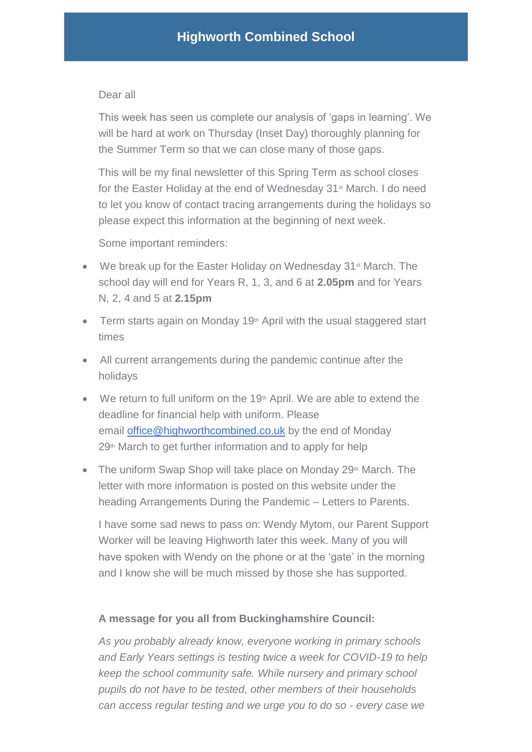# Highworth Combined School

Dear all

This week has seen us complete our analysis of 'gaps in learning'. We will be hard at work on Thursday (Inset Day) thoroughly planning for the Summer Term so that we can close many of those gaps.

This will be my final newsletter of this Spring Term as school closes for the Easter Holiday at the end of Wednesday 31st March. I do need to let you know of contact tracing arrangements during the holidays so please expect this information at the beginning of next week.

Some important reminders:

- We break up for the Easter Holiday on Wednesday 31st March. The school day will end for Years R, 1, 3, and 6 at **2.05pm** and for Years N, 2, 4 and 5 at **2.15pm**
- Term starts again on Monday 19th April with the usual staggered start times
- All current arrangements during the pandemic continue after the holidays
- We return to full uniform on the 19th April. We are able to extend the deadline for financial help with uniform. Please email [office@highworthcombined.co.uk](mailto:office@highworthcombined.co.uk) by the end of Monday 29th March to get further information and to apply for help
- The uniform Swap Shop will take place on Monday 29th March. The letter with more information is posted on this website under the heading Arrangements During the Pandemic – Letters to Parents.

I have some sad news to pass on: Wendy Mytom, our Parent Support Worker will be leaving Highworth later this week. Many of you will have spoken with Wendy on the phone or at the 'gate' in the morning and I know she will be much missed by those she has supported.

**A message for you all from Buckinghamshire Council:**

*As you probably already know, everyone working in primary schools and Early Years settings is testing twice a week for COVID-19 to help keep the school community safe. While nursery and primary school pupils do not have to be tested, other members of their households can access regular testing and we urge you to do so - every case we*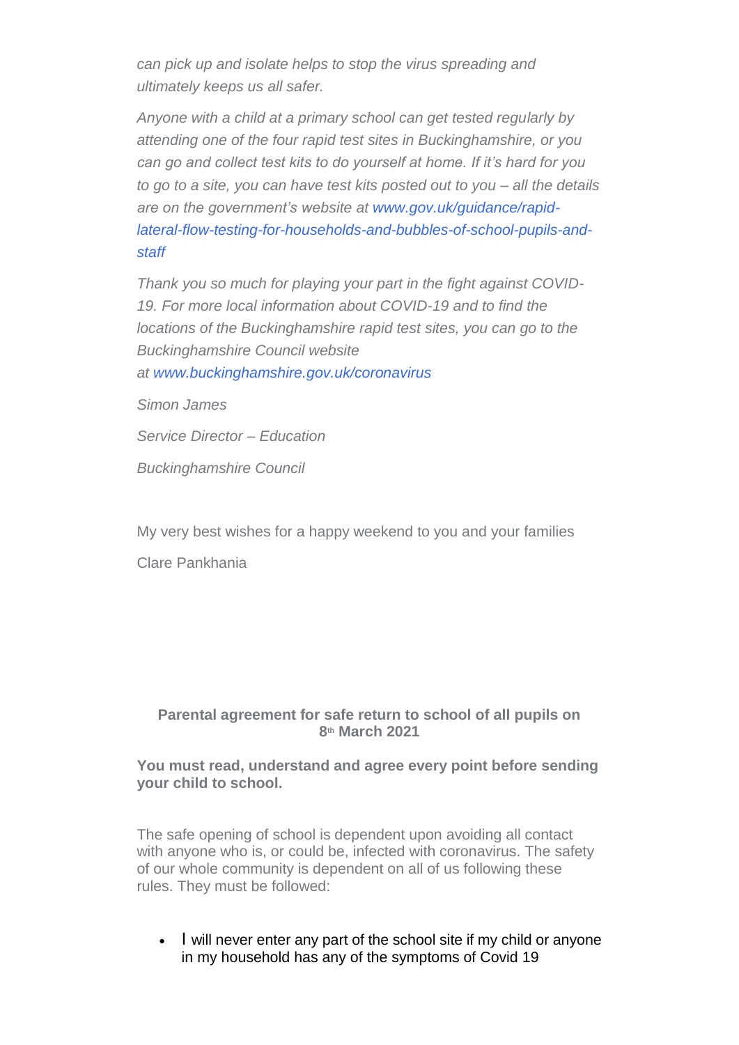*can pick up and isolate helps to stop the virus spreading and ultimately keeps us all safer.*

*Anyone with a child at a primary school can get tested regularly by attending one of the four rapid test sites in Buckinghamshire, or you can go and collect test kits to do yourself at home. If it's hard for you to go to a site, you can have test kits posted out to you – all the details are on the government's website at www.gov.uk/guidance/rapid-lateral-flow-testing-for-households-and-bubbles-of-school-pupils-and-staff*

*Thank you so much for playing your part in the fight against COVID-19. For more local information about COVID-19 and to find the locations of the Buckinghamshire rapid test sites, you can go to the Buckinghamshire Council website at www.buckinghamshire.gov.uk/coronavirus*

*Simon James*

*Service Director – Education*

*Buckinghamshire Council*

My very best wishes for a happy weekend to you and your families

Clare Pankhania

**Parental agreement for safe return to school of all pupils on 8th March 2021**

**You must read, understand and agree every point before sending your child to school.**

The safe opening of school is dependent upon avoiding all contact with anyone who is, or could be, infected with coronavirus. The safety of our whole community is dependent on all of us following these rules. They must be followed:

- I will never enter any part of the school site if my child or anyone in my household has any of the symptoms of Covid 19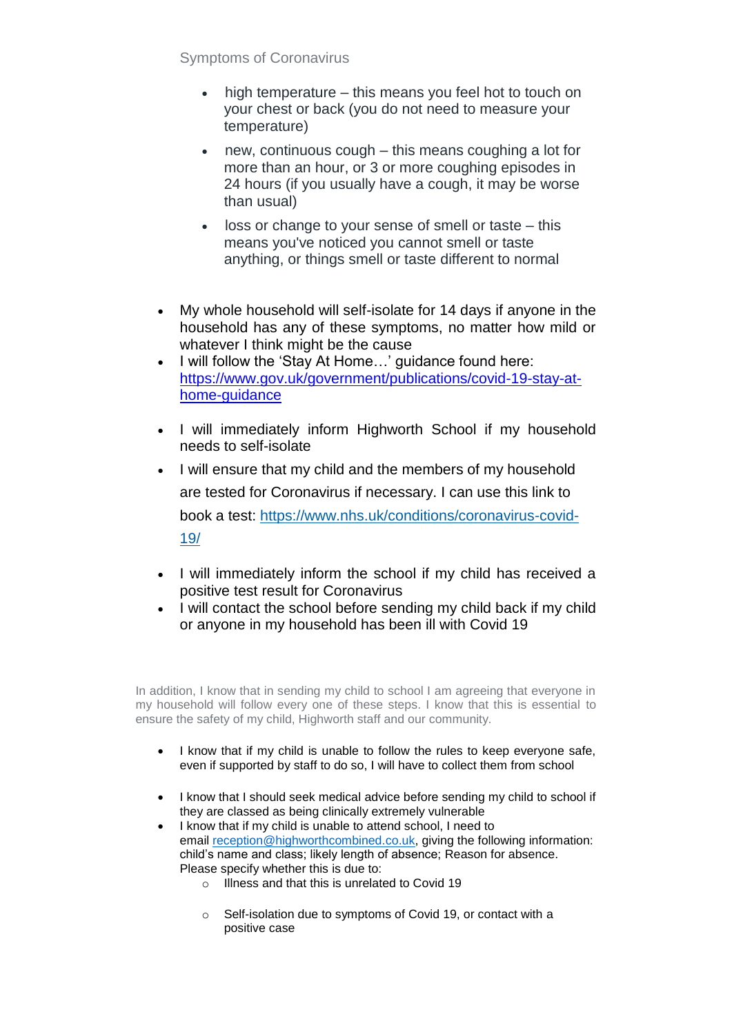Symptoms of Coronavirus

- high temperature – this means you feel hot to touch on your chest or back (you do not need to measure your temperature)
- new, continuous cough – this means coughing a lot for more than an hour, or 3 or more coughing episodes in 24 hours (if you usually have a cough, it may be worse than usual)
- loss or change to your sense of smell or taste – this means you've noticed you cannot smell or taste anything, or things smell or taste different to normal

- My whole household will self-isolate for 14 days if anyone in the household has any of these symptoms, no matter how mild or whatever I think might be the cause
- I will follow the 'Stay At Home…' guidance found here: [https://www.gov.uk/government/publications/covid-19-stay-at-home-guidance](https://www.gov.uk/government/publications/covid-19-stay-at-home-guidance)
- I will immediately inform Highworth School if my household needs to self-isolate
- I will ensure that my child and the members of my household are tested for Coronavirus if necessary. I can use this link to book a test: [https://www.nhs.uk/conditions/coronavirus-covid-19/](https://www.nhs.uk/conditions/coronavirus-covid-19/)
- I will immediately inform the school if my child has received a positive test result for Coronavirus
- I will contact the school before sending my child back if my child or anyone in my household has been ill with Covid 19

In addition, I know that in sending my child to school I am agreeing that everyone in my household will follow every one of these steps. I know that this is essential to ensure the safety of my child, Highworth staff and our community.

- I know that if my child is unable to follow the rules to keep everyone safe, even if supported by staff to do so, I will have to collect them from school
- I know that I should seek medical advice before sending my child to school if they are classed as being clinically extremely vulnerable
- I know that if my child is unable to attend school, I need to email [reception@highworthcombined.co.uk](mailto:reception@highworthcombined.co.uk), giving the following information: child's name and class; likely length of absence; Reason for absence. Please specify whether this is due to:
    - Illness and that this is unrelated to Covid 19
    - Self-isolation due to symptoms of Covid 19, or contact with a positive case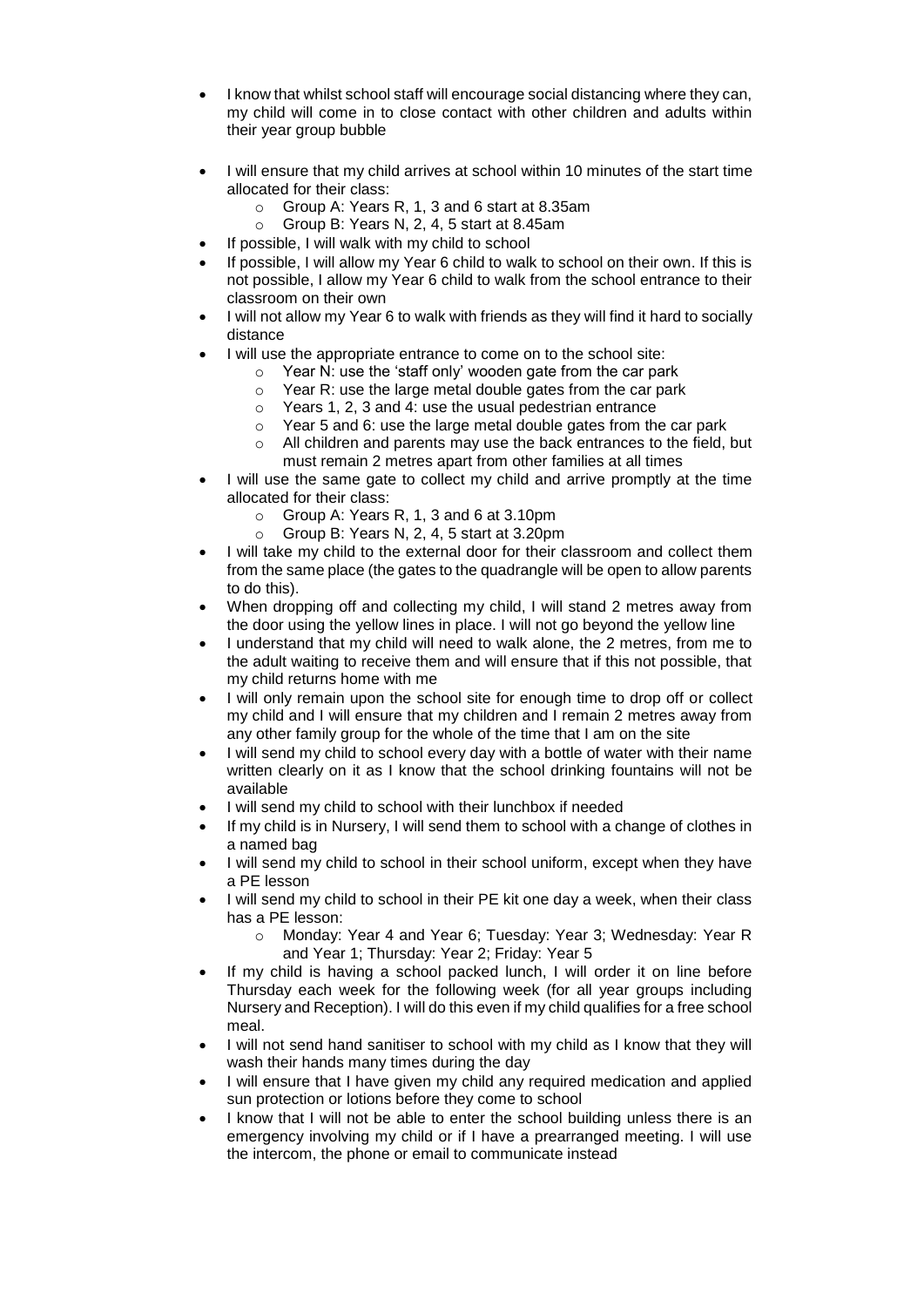- I know that whilst school staff will encourage social distancing where they can, my child will come in to close contact with other children and adults within their year group bubble

- I will ensure that my child arrives at school within 10 minutes of the start time allocated for their class:
  - Group A: Years R, 1, 3 and 6 start at 8.35am
  - Group B: Years N, 2, 4, 5 start at 8.45am
- If possible, I will walk with my child to school
- If possible, I will allow my Year 6 child to walk to school on their own. If this is not possible, I allow my Year 6 child to walk from the school entrance to their classroom on their own
- I will not allow my Year 6 to walk with friends as they will find it hard to socially distance
- I will use the appropriate entrance to come on to the school site:
  - Year N: use the 'staff only' wooden gate from the car park
  - Year R: use the large metal double gates from the car park
  - Years 1, 2, 3 and 4: use the usual pedestrian entrance
  - Year 5 and 6: use the large metal double gates from the car park
  - All children and parents may use the back entrances to the field, but must remain 2 metres apart from other families at all times
- I will use the same gate to collect my child and arrive promptly at the time allocated for their class:
  - Group A: Years R, 1, 3 and 6 at 3.10pm
  - Group B: Years N, 2, 4, 5 start at 3.20pm
- I will take my child to the external door for their classroom and collect them from the same place (the gates to the quadrangle will be open to allow parents to do this).
- When dropping off and collecting my child, I will stand 2 metres away from the door using the yellow lines in place. I will not go beyond the yellow line
- I understand that my child will need to walk alone, the 2 metres, from me to the adult waiting to receive them and will ensure that if this not possible, that my child returns home with me
- I will only remain upon the school site for enough time to drop off or collect my child and I will ensure that my children and I remain 2 metres away from any other family group for the whole of the time that I am on the site
- I will send my child to school every day with a bottle of water with their name written clearly on it as I know that the school drinking fountains will not be available
- I will send my child to school with their lunchbox if needed
- If my child is in Nursery, I will send them to school with a change of clothes in a named bag
- I will send my child to school in their school uniform, except when they have a PE lesson
- I will send my child to school in their PE kit one day a week, when their class has a PE lesson:
  - Monday: Year 4 and Year 6; Tuesday: Year 3; Wednesday: Year R and Year 1; Thursday: Year 2; Friday: Year 5
- If my child is having a school packed lunch, I will order it on line before Thursday each week for the following week (for all year groups including Nursery and Reception). I will do this even if my child qualifies for a free school meal.
- I will not send hand sanitiser to school with my child as I know that they will wash their hands many times during the day
- I will ensure that I have given my child any required medication and applied sun protection or lotions before they come to school
- I know that I will not be able to enter the school building unless there is an emergency involving my child or if I have a prearranged meeting. I will use the intercom, the phone or email to communicate instead